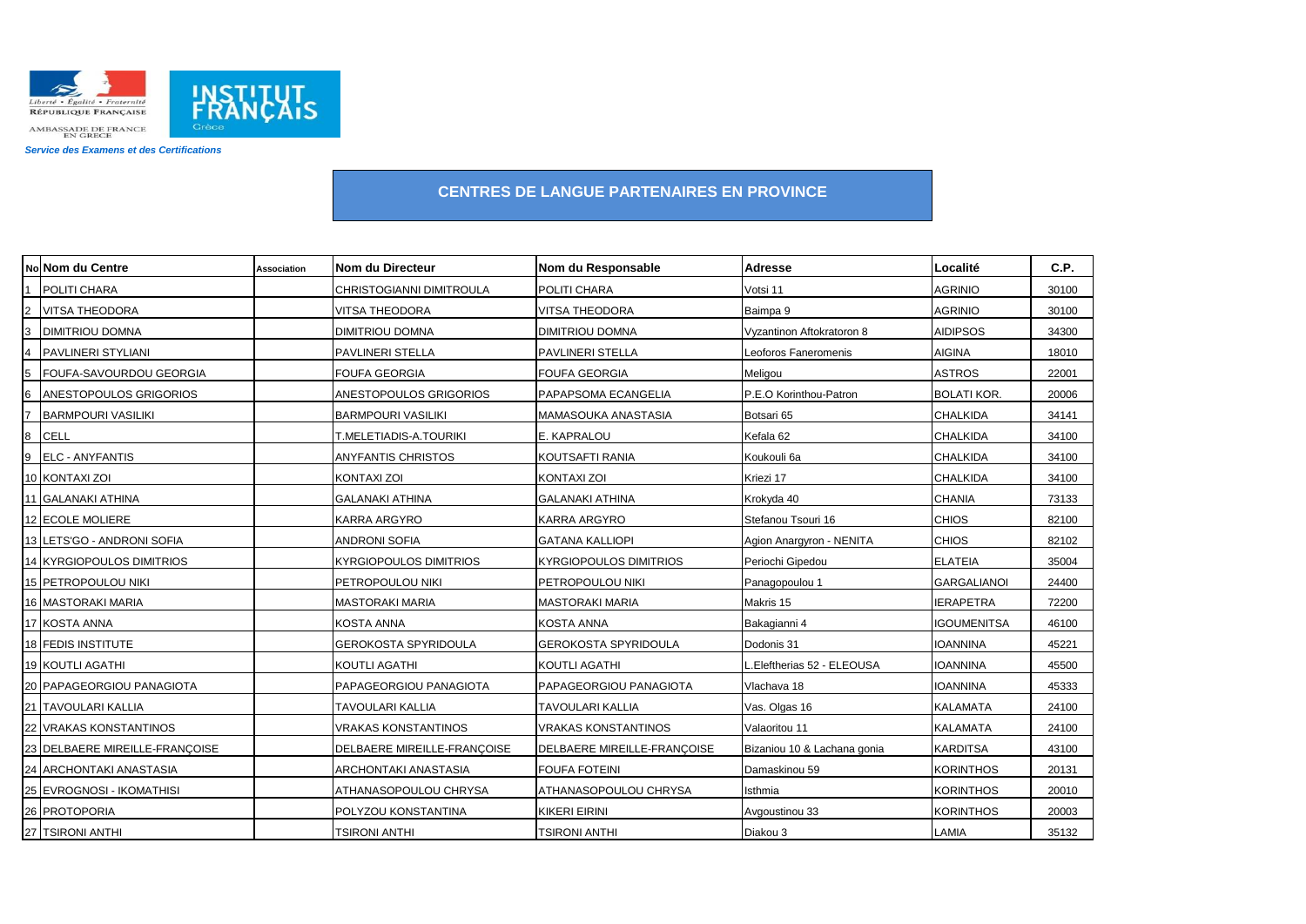Liberté • Égalité • Fraternité
RÉPUBLIQUE FRANÇAISE

AMBASSADE DE FRANCE EN GRECE

INSTITUT FRANÇAIS Grèce

*Service des Examens et des Certifications*

# CENTRES DE LANGUE PARTENAIRES EN PROVINCE

| No | Nom du Centre | Association | Nom du Directeur | Nom du Responsable | Adresse | Localité | C.P. |
|---|---|---|---|---|---|---|---|
| 1 | POLITI CHARA | | CHRISTOGIANNI DIMITROULA | POLITI CHARA | Votsi 11 | AGRINIO | 30100 |
| 2 | VITSA THEODORA | | VITSA THEODORA | VITSA THEODORA | Baimpa 9 | AGRINIO | 30100 |
| 3 | DIMITRIOU DOMNA | | DIMITRIOU DOMNA | DIMITRIOU DOMNA | Vyzantinon Aftokratoron 8 | AIDIPSOS | 34300 |
| 4 | PAVLINERI STYLIANI | | PAVLINERI STELLA | PAVLINERI STELLA | Leoforos Faneromenis | AIGINA | 18010 |
| 5 | FOUFA-SAVOURDOU GEORGIA | | FOUFA GEORGIA | FOUFA GEORGIA | Meligou | ASTROS | 22001 |
| 6 | ANESTOPOULOS GRIGORIOS | | ANESTOPOULOS GRIGORIOS | PAPAPSOMA ECANGELIA | P.E.O Korinthou-Patron | BOLATI KOR. | 20006 |
| 7 | BARMPOURI VASILIKI | | BARMPOURI VASILIKI | MAMASOUKA ANASTASIA | Botsari 65 | CHALKIDA | 34141 |
| 8 | CELL | | T.MELETIADIS-A.TOURIKI | E. KAPRALOU | Kefala 62 | CHALKIDA | 34100 |
| 9 | ELC - ANYFANTIS | | ANYFANTIS CHRISTOS | KOUTSAFTI RANIA | Koukouli 6a | CHALKIDA | 34100 |
| 10 | KONTAXI ZOI | | KONTAXI ZOI | KONTAXI ZOI | Kriezi 17 | CHALKIDA | 34100 |
| 11 | GALANAKI ATHINA | | GALANAKI ATHINA | GALANAKI ATHINA | Krokyda 40 | CHANIA | 73133 |
| 12 | ECOLE MOLIERE | | KARRA ARGYRO | KARRA ARGYRO | Stefanou Tsouri 16 | CHIOS | 82100 |
| 13 | LETS'GO - ANDRONI SOFIA | | ANDRONI SOFIA | GATANA KALLIOPI | Agion Anargyron - NENITA | CHIOS | 82102 |
| 14 | KYRGIOPOULOS DIMITRIOS | | KYRGIOPOULOS DIMITRIOS | KYRGIOPOULOS DIMITRIOS | Periochi Gipedou | ELATEIA | 35004 |
| 15 | PETROPOULOU NIKI | | PETROPOULOU NIKI | PETROPOULOU NIKI | Panagopoulou 1 | GARGALIANOI | 24400 |
| 16 | MASTORAKI MARIA | | MASTORAKI MARIA | MASTORAKI MARIA | Makris 15 | IERAPETRA | 72200 |
| 17 | KOSTA ANNA | | KOSTA ANNA | KOSTA ANNA | Bakagianni 4 | IGOUMENITSA | 46100 |
| 18 | FEDIS INSTITUTE | | GEROKOSTA SPYRIDOULA | GEROKOSTA SPYRIDOULA | Dodonis 31 | IOANNINA | 45221 |
| 19 | KOUTLI AGATHI | | KOUTLI AGATHI | KOUTLI AGATHI | L.Eleftherias 52 - ELEOUSA | IOANNINA | 45500 |
| 20 | PAPAGEORGIOU PANAGIOTA | | PAPAGEORGIOU PANAGIOTA | PAPAGEORGIOU PANAGIOTA | Vlachava 18 | IOANNINA | 45333 |
| 21 | TAVOULARI KALLIA | | TAVOULARI KALLIA | TAVOULARI KALLIA | Vas. Olgas 16 | KALAMATA | 24100 |
| 22 | VRAKAS KONSTANTINOS | | VRAKAS KONSTANTINOS | VRAKAS KONSTANTINOS | Valaoritou 11 | KALAMATA | 24100 |
| 23 | DELBAERE MIREILLE-FRANÇOISE | | DELBAERE MIREILLE-FRANÇOISE | DELBAERE MIREILLE-FRANÇOISE | Bizaniou 10 & Lachana gonia | KARDITSA | 43100 |
| 24 | ARCHONTAKI ANASTASIA | | ARCHONTAKI ANASTASIA | FOUFA FOTEINI | Damaskinou 59 | KORINTHOS | 20131 |
| 25 | EVROGNOSI - IKOMATHISI | | ATHANASOPOULOU CHRYSA | ATHANASOPOULOU CHRYSA | Isthmia | KORINTHOS | 20010 |
| 26 | PROTOPORIA | | POLYZOU KONSTANTINA | KIKERI EIRINI | Avgoustinou 33 | KORINTHOS | 20003 |
| 27 | TSIRONI ANTHI | | TSIRONI ANTHI | TSIRONI ANTHI | Diakou 3 | LAMIA | 35132 |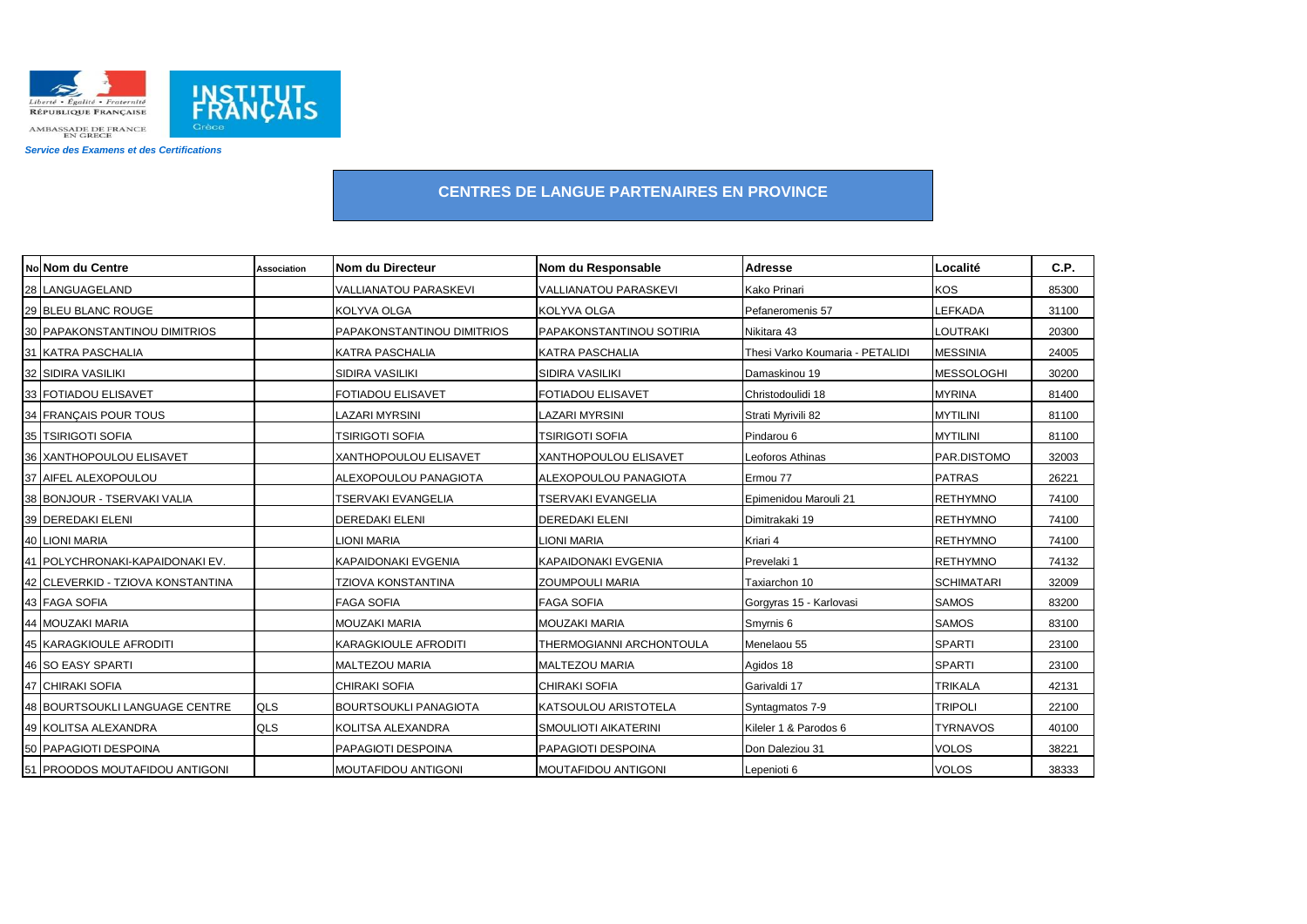*Service des Examens et des Certifications*

## CENTRES DE LANGUE PARTENAIRES EN PROVINCE

| No | Nom du Centre | Association | Nom du Directeur | Nom du Responsable | Adresse | Localité | C.P. |
|---|---|---|---|---|---|---|---|
| 28 | LANGUAGELAND | | VALLIANATOU PARASKEVI | VALLIANATOU PARASKEVI | Kako Prinari | KOS | 85300 |
| 29 | BLEU BLANC ROUGE | | KOLYVA OLGA | KOLYVA OLGA | Pefaneromenis 57 | LEFKADA | 31100 |
| 30 | PAPAKONSTANTINOU DIMITRIOS | | PAPAKONSTANTINOU DIMITRIOS | PAPAKONSTANTINOU SOTIRIA | Nikitara 43 | LOUTRAKI | 20300 |
| 31 | KATRA PASCHALIA | | KATRA PASCHALIA | KATRA PASCHALIA | Thesi Varko Koumaria - PETALIDI | MESSINIA | 24005 |
| 32 | SIDIRA VASILIKI | | SIDIRA VASILIKI | SIDIRA VASILIKI | Damaskinou 19 | MESSOLOGHI | 30200 |
| 33 | FOTIADOU ELISAVET | | FOTIADOU ELISAVET | FOTIADOU ELISAVET | Christodoulidi 18 | MYRINA | 81400 |
| 34 | FRANÇAIS POUR TOUS | | LAZARI MYRSINI | LAZARI MYRSINI | Strati Myrivili 82 | MYTILINI | 81100 |
| 35 | TSIRIGOTI SOFIA | | TSIRIGOTI SOFIA | TSIRIGOTI SOFIA | Pindarou 6 | MYTILINI | 81100 |
| 36 | XANTHOPOULOU ELISAVET | | XANTHOPOULOU ELISAVET | XANTHOPOULOU ELISAVET | Leoforos Athinas | PAR.DISTOMO | 32003 |
| 37 | AIFEL ALEXOPOULOU | | ALEXOPOULOU PANAGIOTA | ALEXOPOULOU PANAGIOTA | Ermou 77 | PATRAS | 26221 |
| 38 | BONJOUR - TSERVAKI VALIA | | TSERVAKI EVANGELIA | TSERVAKI EVANGELIA | Epimenidou Marouli 21 | RETHYMNO | 74100 |
| 39 | DEREDAKI ELENI | | DEREDAKI ELENI | DEREDAKI ELENI | Dimitrakaki 19 | RETHYMNO | 74100 |
| 40 | LIONI MARIA | | LIONI MARIA | LIONI MARIA | Kriari 4 | RETHYMNO | 74100 |
| 41 | POLYCHRONAKI-KAPAIDONAKI EV. | | KAPAIDONAKI EVGENIA | KAPAIDONAKI EVGENIA | Prevelaki 1 | RETHYMNO | 74132 |
| 42 | CLEVERKID - TZIOVA KONSTANTINA | | TZIOVA KONSTANTINA | ZOUMPOULI MARIA | Taxiarchon 10 | SCHIMATARI | 32009 |
| 43 | FAGA SOFIA | | FAGA SOFIA | FAGA SOFIA | Gorgyras 15 - Karlovasi | SAMOS | 83200 |
| 44 | MOUZAKI MARIA | | MOUZAKI MARIA | MOUZAKI MARIA | Smyrnis 6 | SAMOS | 83100 |
| 45 | KARAGKIOULE AFRODITI | | KARAGKIOULE AFRODITI | THERMOGIANNI ARCHONTOULA | Menelaou 55 | SPARTI | 23100 |
| 46 | SO EASY SPARTI | | MALTEZOU MARIA | MALTEZOU MARIA | Agidos 18 | SPARTI | 23100 |
| 47 | CHIRAKI SOFIA | | CHIRAKI SOFIA | CHIRAKI SOFIA | Garivaldi 17 | TRIKALA | 42131 |
| 48 | BOURTSOUKLI LANGUAGE CENTRE | QLS | BOURTSOUKLI PANAGIOTA | KATSOULOU ARISTOTELA | Syntagmatos 7-9 | TRIPOLI | 22100 |
| 49 | KOLITSA ALEXANDRA | QLS | KOLITSA ALEXANDRA | SMOULIOTI AIKATERINI | Kileler 1 & Parodos 6 | TYRNAVOS | 40100 |
| 50 | PAPAGIOTI DESPOINA | | PAPAGIOTI DESPOINA | PAPAGIOTI DESPOINA | Don Daleziou 31 | VOLOS | 38221 |
| 51 | PROODOS MOUTAFIDOU ANTIGONI | | MOUTAFIDOU ANTIGONI | MOUTAFIDOU ANTIGONI | Lepenioti 6 | VOLOS | 38333 |